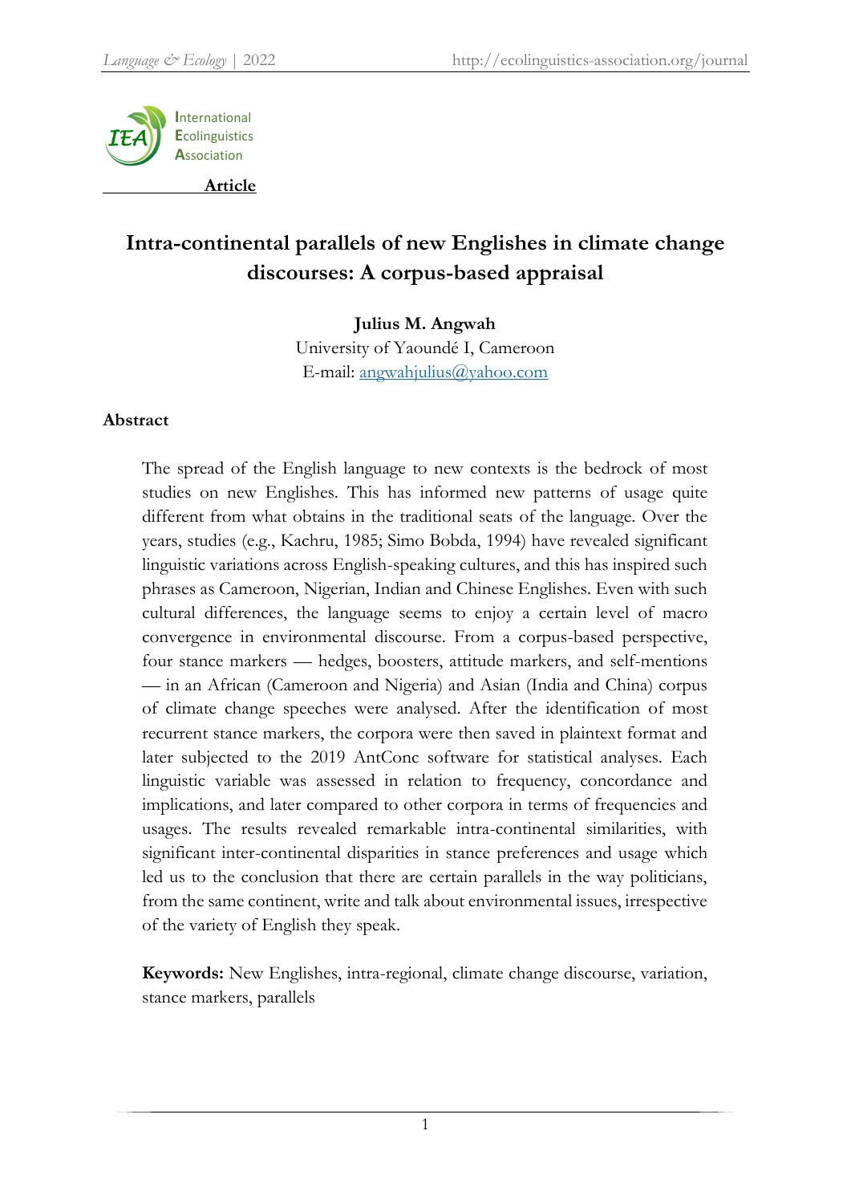**Article**

# Intra-continental parallels of new Englishes in climate change discourses: A corpus-based appraisal

**Julius M. Angwah**
University of Yaoundé I, Cameroon
E-mail: angwahjulius@yahoo.com

## Abstract

The spread of the English language to new contexts is the bedrock of most studies on new Englishes. This has informed new patterns of usage quite different from what obtains in the traditional seats of the language. Over the years, studies (e.g., Kachru, 1985; Simo Bobda, 1994) have revealed significant linguistic variations across English-speaking cultures, and this has inspired such phrases as Cameroon, Nigerian, Indian and Chinese Englishes. Even with such cultural differences, the language seems to enjoy a certain level of macro convergence in environmental discourse. From a corpus-based perspective, four stance markers — hedges, boosters, attitude markers, and self-mentions — in an African (Cameroon and Nigeria) and Asian (India and China) corpus of climate change speeches were analysed. After the identification of most recurrent stance markers, the corpora were then saved in plaintext format and later subjected to the 2019 AntConc software for statistical analyses. Each linguistic variable was assessed in relation to frequency, concordance and implications, and later compared to other corpora in terms of frequencies and usages. The results revealed remarkable intra-continental similarities, with significant inter-continental disparities in stance preferences and usage which led us to the conclusion that there are certain parallels in the way politicians, from the same continent, write and talk about environmental issues, irrespective of the variety of English they speak.

**Keywords:** New Englishes, intra-regional, climate change discourse, variation, stance markers, parallels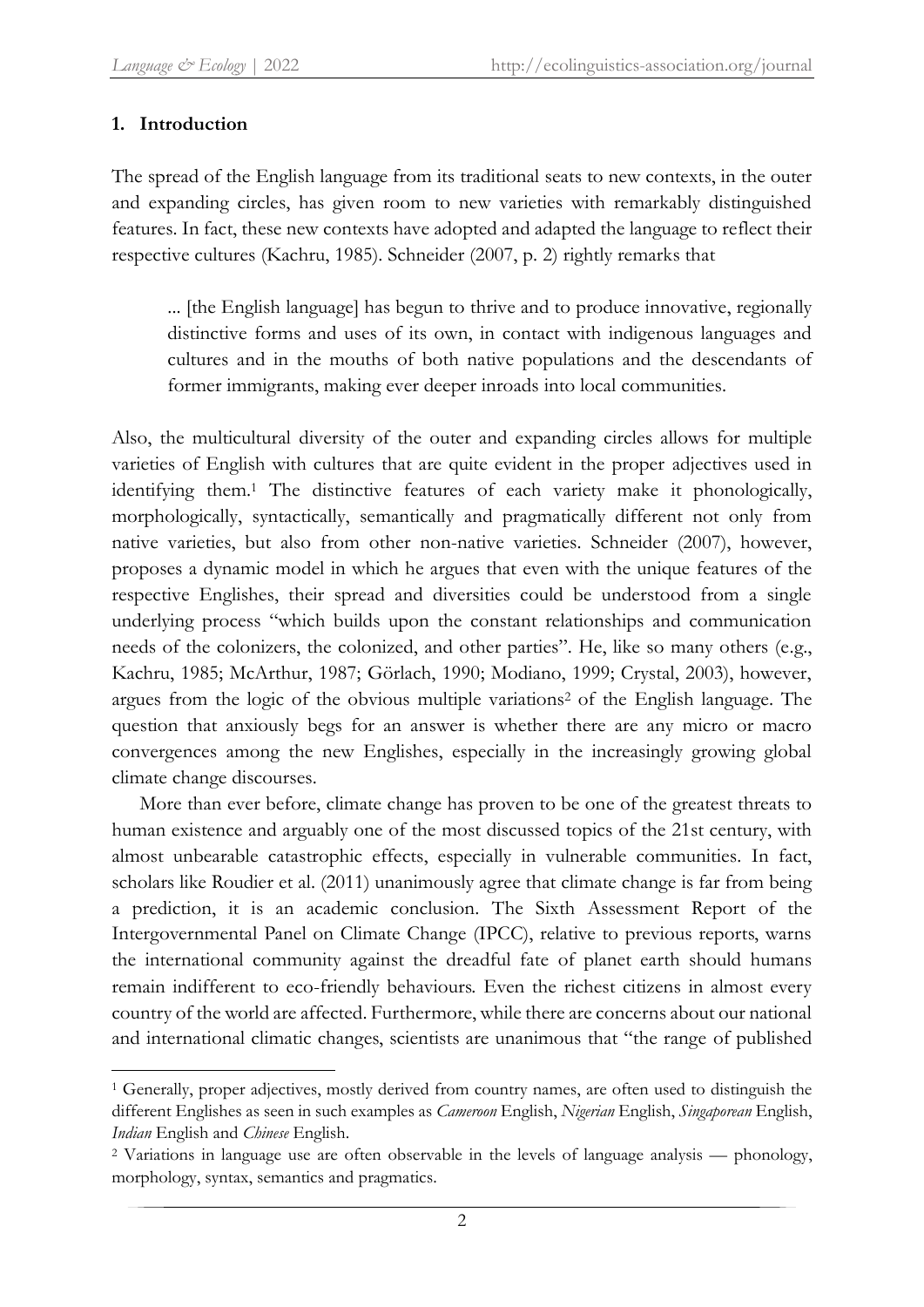## 1. Introduction

The spread of the English language from its traditional seats to new contexts, in the outer and expanding circles, has given room to new varieties with remarkably distinguished features. In fact, these new contexts have adopted and adapted the language to reflect their respective cultures (Kachru, 1985). Schneider (2007, p. 2) rightly remarks that

> ... [the English language] has begun to thrive and to produce innovative, regionally distinctive forms and uses of its own, in contact with indigenous languages and cultures and in the mouths of both native populations and the descendants of former immigrants, making ever deeper inroads into local communities.

Also, the multicultural diversity of the outer and expanding circles allows for multiple varieties of English with cultures that are quite evident in the proper adjectives used in identifying them.[1] The distinctive features of each variety make it phonologically, morphologically, syntactically, semantically and pragmatically different not only from native varieties, but also from other non-native varieties. Schneider (2007), however, proposes a dynamic model in which he argues that even with the unique features of the respective Englishes, their spread and diversities could be understood from a single underlying process "which builds upon the constant relationships and communication needs of the colonizers, the colonized, and other parties". He, like so many others (e.g., Kachru, 1985; McArthur, 1987; Görlach, 1990; Modiano, 1999; Crystal, 2003), however, argues from the logic of the obvious multiple variations[2] of the English language. The question that anxiously begs for an answer is whether there are any micro or macro convergences among the new Englishes, especially in the increasingly growing global climate change discourses.

More than ever before, climate change has proven to be one of the greatest threats to human existence and arguably one of the most discussed topics of the 21st century, with almost unbearable catastrophic effects, especially in vulnerable communities. In fact, scholars like Roudier et al. (2011) unanimously agree that climate change is far from being a prediction, it is an academic conclusion. The Sixth Assessment Report of the Intergovernmental Panel on Climate Change (IPCC), relative to previous reports, warns the international community against the dreadful fate of planet earth should humans remain indifferent to eco-friendly behaviours. Even the richest citizens in almost every country of the world are affected. Furthermore, while there are concerns about our national and international climatic changes, scientists are unanimous that "the range of published

---

[1] Generally, proper adjectives, mostly derived from country names, are often used to distinguish the different Englishes as seen in such examples as *Cameroon* English, *Nigerian* English, *Singaporean* English, *Indian* English and *Chinese* English.

[2] Variations in language use are often observable in the levels of language analysis — phonology, morphology, syntax, semantics and pragmatics.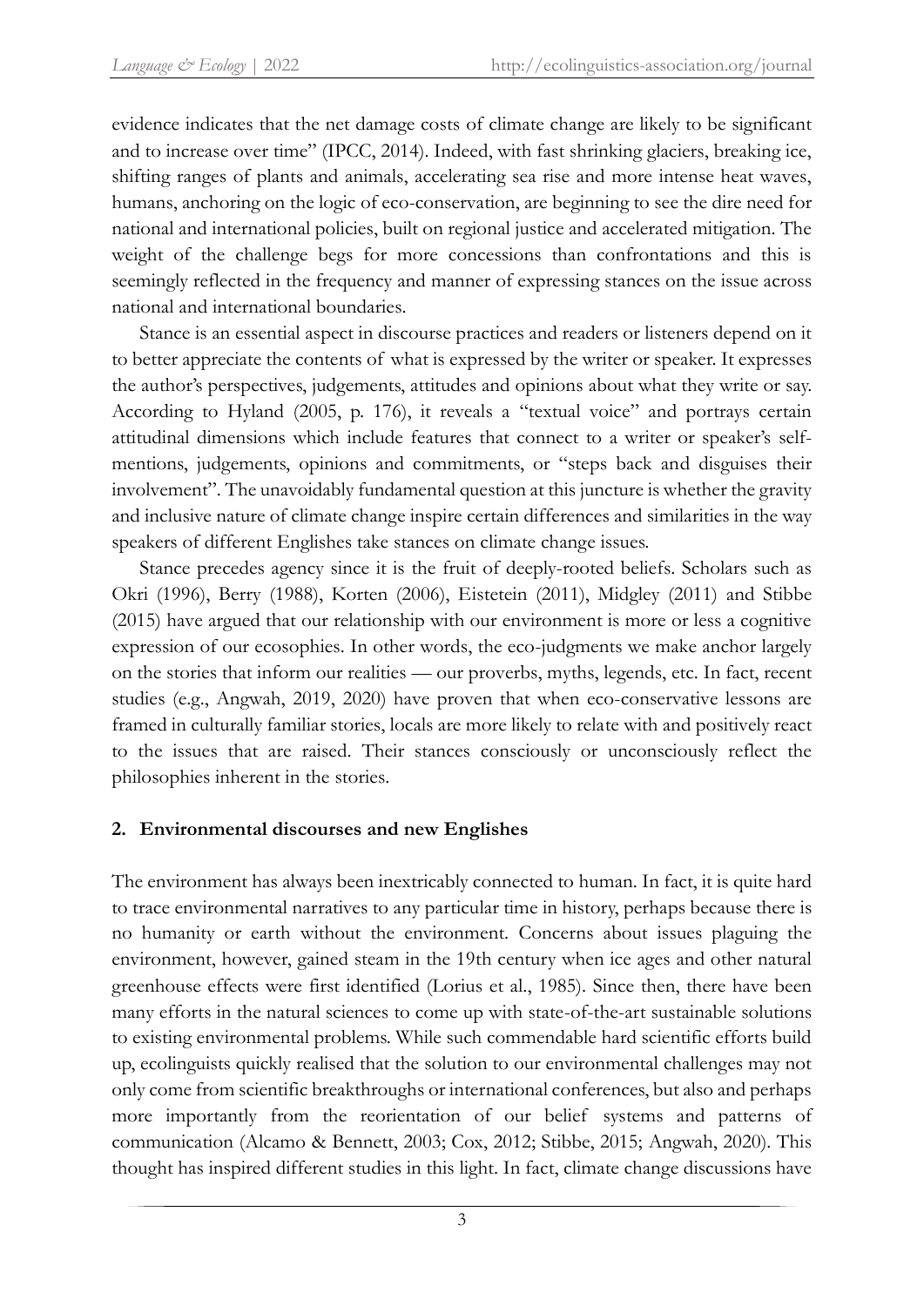evidence indicates that the net damage costs of climate change are likely to be significant and to increase over time" (IPCC, 2014). Indeed, with fast shrinking glaciers, breaking ice, shifting ranges of plants and animals, accelerating sea rise and more intense heat waves, humans, anchoring on the logic of eco-conservation, are beginning to see the dire need for national and international policies, built on regional justice and accelerated mitigation. The weight of the challenge begs for more concessions than confrontations and this is seemingly reflected in the frequency and manner of expressing stances on the issue across national and international boundaries.

Stance is an essential aspect in discourse practices and readers or listeners depend on it to better appreciate the contents of what is expressed by the writer or speaker. It expresses the author's perspectives, judgements, attitudes and opinions about what they write or say. According to Hyland (2005, p. 176), it reveals a "textual voice" and portrays certain attitudinal dimensions which include features that connect to a writer or speaker's self-mentions, judgements, opinions and commitments, or "steps back and disguises their involvement". The unavoidably fundamental question at this juncture is whether the gravity and inclusive nature of climate change inspire certain differences and similarities in the way speakers of different Englishes take stances on climate change issues.

Stance precedes agency since it is the fruit of deeply-rooted beliefs. Scholars such as Okri (1996), Berry (1988), Korten (2006), Eistetein (2011), Midgley (2011) and Stibbe (2015) have argued that our relationship with our environment is more or less a cognitive expression of our ecosophies. In other words, the eco-judgments we make anchor largely on the stories that inform our realities — our proverbs, myths, legends, etc. In fact, recent studies (e.g., Angwah, 2019, 2020) have proven that when eco-conservative lessons are framed in culturally familiar stories, locals are more likely to relate with and positively react to the issues that are raised. Their stances consciously or unconsciously reflect the philosophies inherent in the stories.

## 2. Environmental discourses and new Englishes

The environment has always been inextricably connected to human. In fact, it is quite hard to trace environmental narratives to any particular time in history, perhaps because there is no humanity or earth without the environment. Concerns about issues plaguing the environment, however, gained steam in the 19th century when ice ages and other natural greenhouse effects were first identified (Lorius et al., 1985). Since then, there have been many efforts in the natural sciences to come up with state-of-the-art sustainable solutions to existing environmental problems. While such commendable hard scientific efforts build up, ecolinguists quickly realised that the solution to our environmental challenges may not only come from scientific breakthroughs or international conferences, but also and perhaps more importantly from the reorientation of our belief systems and patterns of communication (Alcamo & Bennett, 2003; Cox, 2012; Stibbe, 2015; Angwah, 2020). This thought has inspired different studies in this light. In fact, climate change discussions have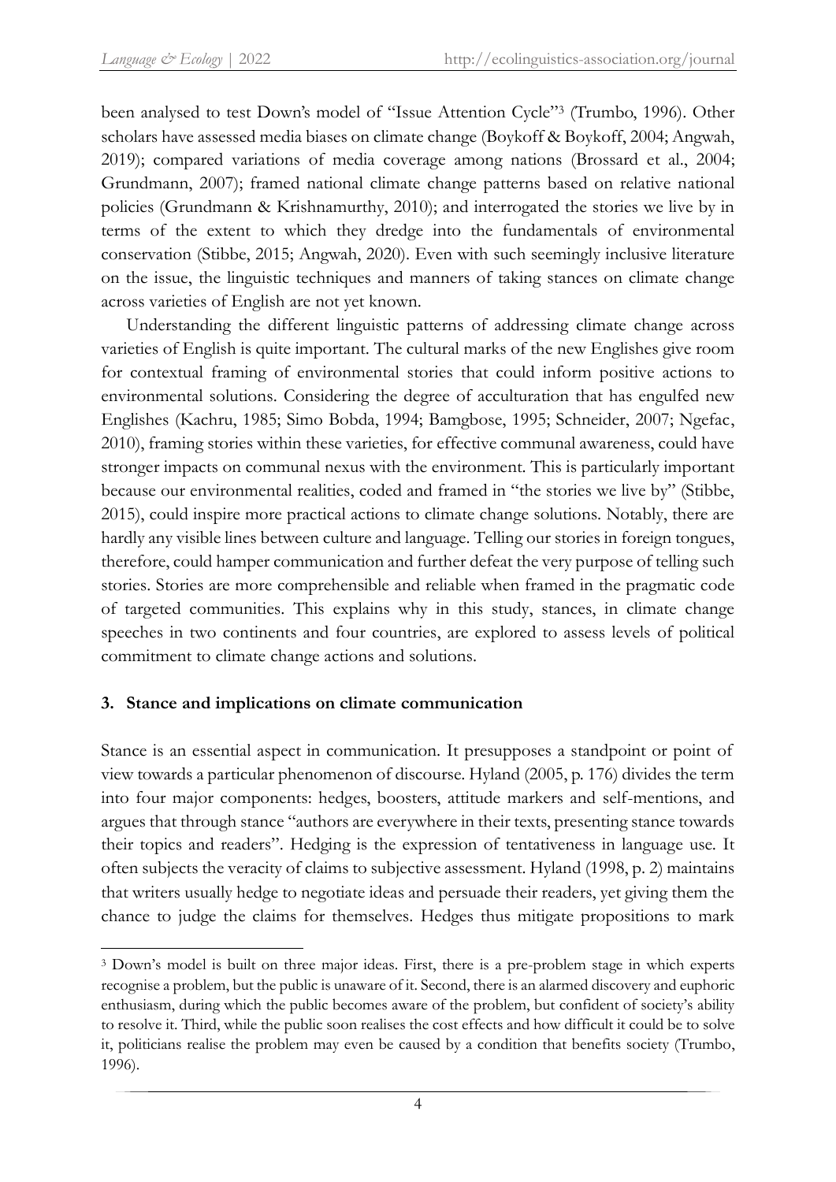been analysed to test Down's model of "Issue Attention Cycle"[3] (Trumbo, 1996). Other scholars have assessed media biases on climate change (Boykoff & Boykoff, 2004; Angwah, 2019); compared variations of media coverage among nations (Brossard et al., 2004; Grundmann, 2007); framed national climate change patterns based on relative national policies (Grundmann & Krishnamurthy, 2010); and interrogated the stories we live by in terms of the extent to which they dredge into the fundamentals of environmental conservation (Stibbe, 2015; Angwah, 2020). Even with such seemingly inclusive literature on the issue, the linguistic techniques and manners of taking stances on climate change across varieties of English are not yet known.

Understanding the different linguistic patterns of addressing climate change across varieties of English is quite important. The cultural marks of the new Englishes give room for contextual framing of environmental stories that could inform positive actions to environmental solutions. Considering the degree of acculturation that has engulfed new Englishes (Kachru, 1985; Simo Bobda, 1994; Bamgbose, 1995; Schneider, 2007; Ngefac, 2010), framing stories within these varieties, for effective communal awareness, could have stronger impacts on communal nexus with the environment. This is particularly important because our environmental realities, coded and framed in "the stories we live by" (Stibbe, 2015), could inspire more practical actions to climate change solutions. Notably, there are hardly any visible lines between culture and language. Telling our stories in foreign tongues, therefore, could hamper communication and further defeat the very purpose of telling such stories. Stories are more comprehensible and reliable when framed in the pragmatic code of targeted communities. This explains why in this study, stances, in climate change speeches in two continents and four countries, are explored to assess levels of political commitment to climate change actions and solutions.

## 3. Stance and implications on climate communication

Stance is an essential aspect in communication. It presupposes a standpoint or point of view towards a particular phenomenon of discourse. Hyland (2005, p. 176) divides the term into four major components: hedges, boosters, attitude markers and self-mentions, and argues that through stance "authors are everywhere in their texts, presenting stance towards their topics and readers". Hedging is the expression of tentativeness in language use. It often subjects the veracity of claims to subjective assessment. Hyland (1998, p. 2) maintains that writers usually hedge to negotiate ideas and persuade their readers, yet giving them the chance to judge the claims for themselves. Hedges thus mitigate propositions to mark

[3] Down's model is built on three major ideas. First, there is a pre-problem stage in which experts recognise a problem, but the public is unaware of it. Second, there is an alarmed discovery and euphoric enthusiasm, during which the public becomes aware of the problem, but confident of society's ability to resolve it. Third, while the public soon realises the cost effects and how difficult it could be to solve it, politicians realise the problem may even be caused by a condition that benefits society (Trumbo, 1996).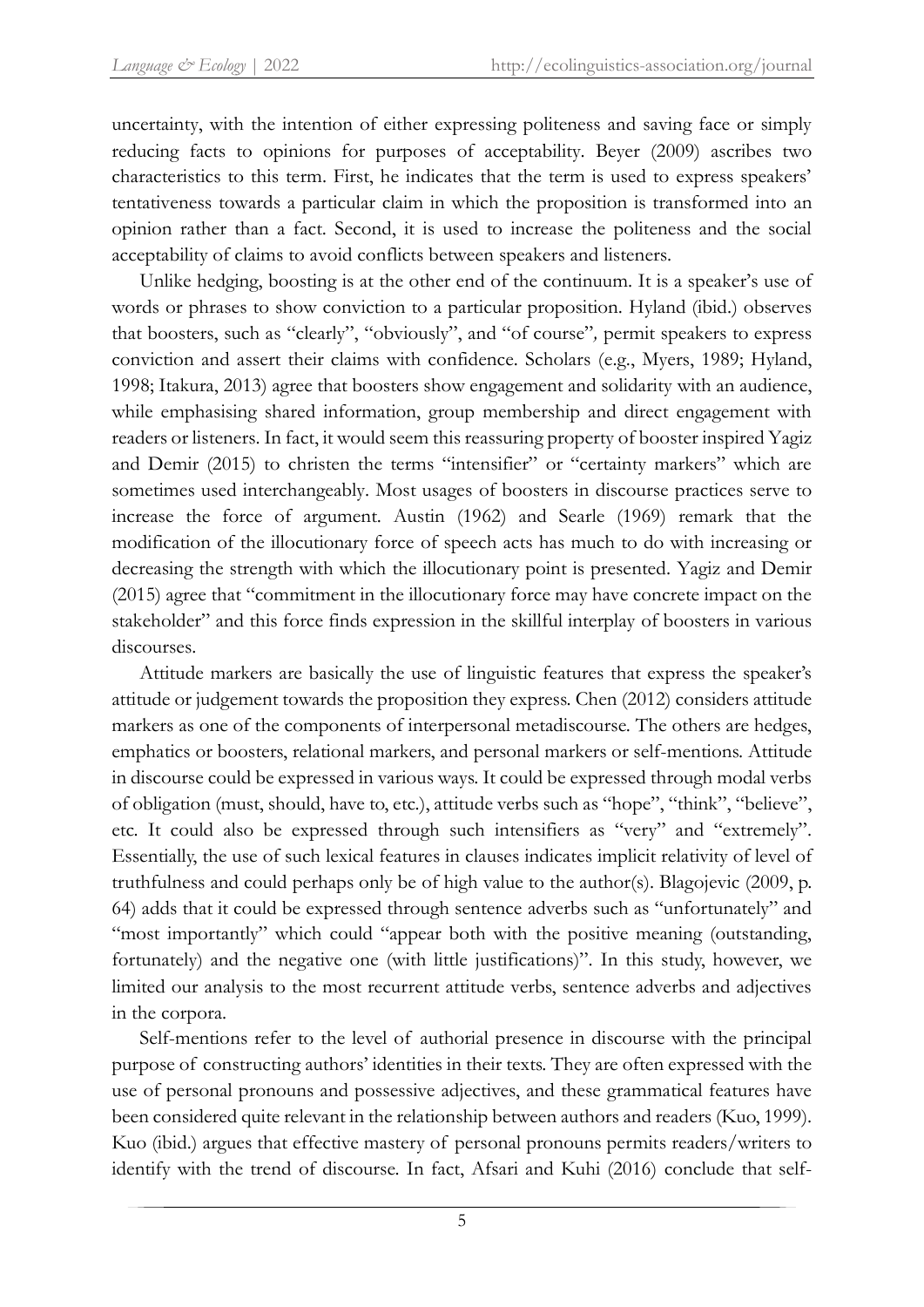uncertainty, with the intention of either expressing politeness and saving face or simply reducing facts to opinions for purposes of acceptability. Beyer (2009) ascribes two characteristics to this term. First, he indicates that the term is used to express speakers' tentativeness towards a particular claim in which the proposition is transformed into an opinion rather than a fact. Second, it is used to increase the politeness and the social acceptability of claims to avoid conflicts between speakers and listeners.

Unlike hedging, boosting is at the other end of the continuum. It is a speaker's use of words or phrases to show conviction to a particular proposition. Hyland (ibid.) observes that boosters, such as "clearly", "obviously", and "of course", permit speakers to express conviction and assert their claims with confidence. Scholars (e.g., Myers, 1989; Hyland, 1998; Itakura, 2013) agree that boosters show engagement and solidarity with an audience, while emphasising shared information, group membership and direct engagement with readers or listeners. In fact, it would seem this reassuring property of booster inspired Yagiz and Demir (2015) to christen the terms "intensifier" or "certainty markers" which are sometimes used interchangeably. Most usages of boosters in discourse practices serve to increase the force of argument. Austin (1962) and Searle (1969) remark that the modification of the illocutionary force of speech acts has much to do with increasing or decreasing the strength with which the illocutionary point is presented. Yagiz and Demir (2015) agree that "commitment in the illocutionary force may have concrete impact on the stakeholder" and this force finds expression in the skillful interplay of boosters in various discourses.

Attitude markers are basically the use of linguistic features that express the speaker's attitude or judgement towards the proposition they express. Chen (2012) considers attitude markers as one of the components of interpersonal metadiscourse. The others are hedges, emphatics or boosters, relational markers, and personal markers or self-mentions. Attitude in discourse could be expressed in various ways. It could be expressed through modal verbs of obligation (must, should, have to, etc.), attitude verbs such as "hope", "think", "believe", etc. It could also be expressed through such intensifiers as "very" and "extremely". Essentially, the use of such lexical features in clauses indicates implicit relativity of level of truthfulness and could perhaps only be of high value to the author(s). Blagojevic (2009, p. 64) adds that it could be expressed through sentence adverbs such as "unfortunately" and "most importantly" which could "appear both with the positive meaning (outstanding, fortunately) and the negative one (with little justifications)". In this study, however, we limited our analysis to the most recurrent attitude verbs, sentence adverbs and adjectives in the corpora.

Self-mentions refer to the level of authorial presence in discourse with the principal purpose of constructing authors' identities in their texts. They are often expressed with the use of personal pronouns and possessive adjectives, and these grammatical features have been considered quite relevant in the relationship between authors and readers (Kuo, 1999). Kuo (ibid.) argues that effective mastery of personal pronouns permits readers/writers to identify with the trend of discourse. In fact, Afsari and Kuhi (2016) conclude that self-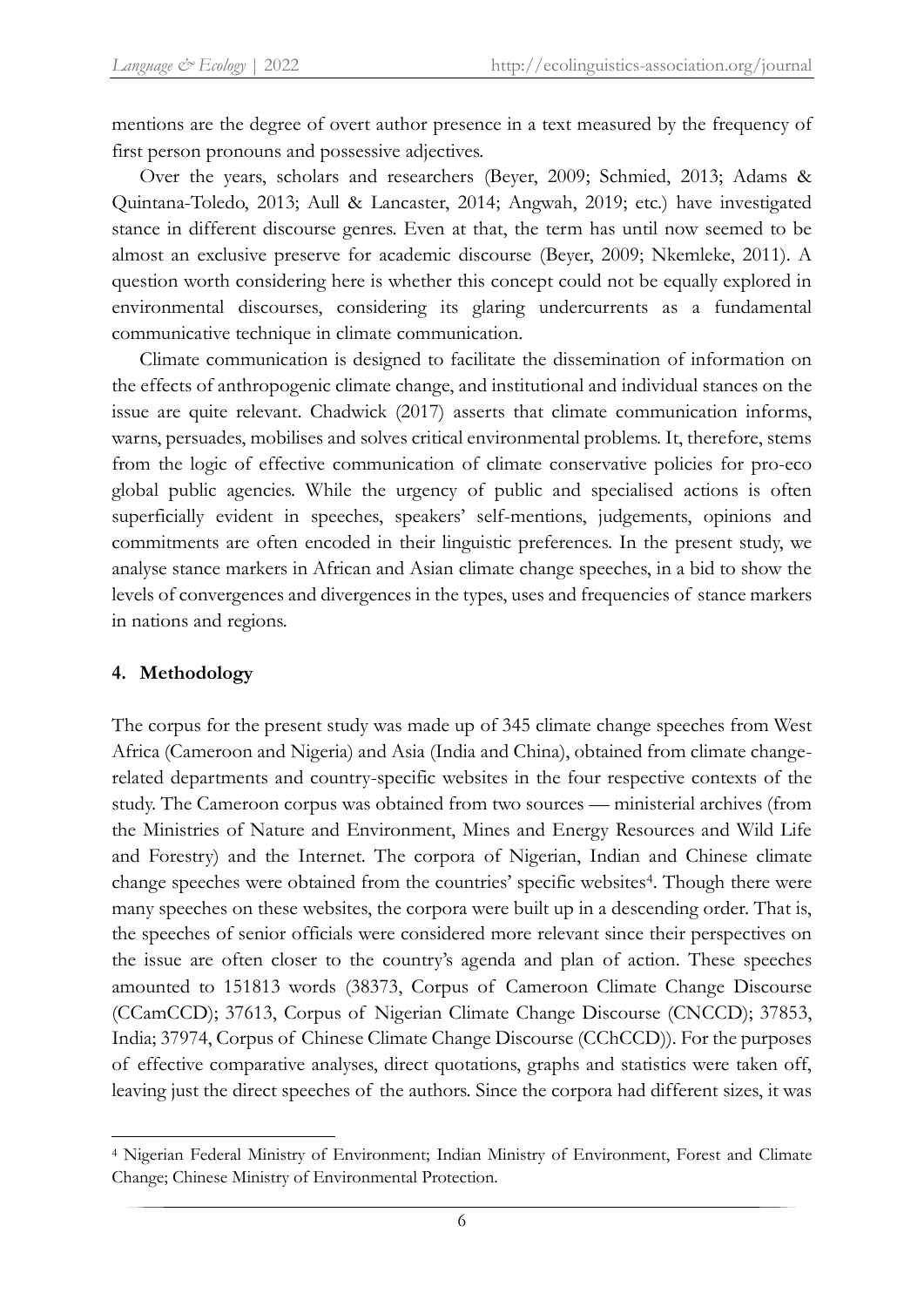mentions are the degree of overt author presence in a text measured by the frequency of first person pronouns and possessive adjectives.

Over the years, scholars and researchers (Beyer, 2009; Schmied, 2013; Adams & Quintana-Toledo, 2013; Aull & Lancaster, 2014; Angwah, 2019; etc.) have investigated stance in different discourse genres. Even at that, the term has until now seemed to be almost an exclusive preserve for academic discourse (Beyer, 2009; Nkemleke, 2011). A question worth considering here is whether this concept could not be equally explored in environmental discourses, considering its glaring undercurrents as a fundamental communicative technique in climate communication.

Climate communication is designed to facilitate the dissemination of information on the effects of anthropogenic climate change, and institutional and individual stances on the issue are quite relevant. Chadwick (2017) asserts that climate communication informs, warns, persuades, mobilises and solves critical environmental problems. It, therefore, stems from the logic of effective communication of climate conservative policies for pro-eco global public agencies. While the urgency of public and specialised actions is often superficially evident in speeches, speakers' self-mentions, judgements, opinions and commitments are often encoded in their linguistic preferences. In the present study, we analyse stance markers in African and Asian climate change speeches, in a bid to show the levels of convergences and divergences in the types, uses and frequencies of stance markers in nations and regions.

## 4. Methodology

The corpus for the present study was made up of 345 climate change speeches from West Africa (Cameroon and Nigeria) and Asia (India and China), obtained from climate change-related departments and country-specific websites in the four respective contexts of the study. The Cameroon corpus was obtained from two sources — ministerial archives (from the Ministries of Nature and Environment, Mines and Energy Resources and Wild Life and Forestry) and the Internet. The corpora of Nigerian, Indian and Chinese climate change speeches were obtained from the countries' specific websites[4]. Though there were many speeches on these websites, the corpora were built up in a descending order. That is, the speeches of senior officials were considered more relevant since their perspectives on the issue are often closer to the country's agenda and plan of action. These speeches amounted to 151813 words (38373, Corpus of Cameroon Climate Change Discourse (CCamCCD); 37613, Corpus of Nigerian Climate Change Discourse (CNCCD); 37853, India; 37974, Corpus of Chinese Climate Change Discourse (CChCCD)). For the purposes of effective comparative analyses, direct quotations, graphs and statistics were taken off, leaving just the direct speeches of the authors. Since the corpora had different sizes, it was

[4] Nigerian Federal Ministry of Environment; Indian Ministry of Environment, Forest and Climate Change; Chinese Ministry of Environmental Protection.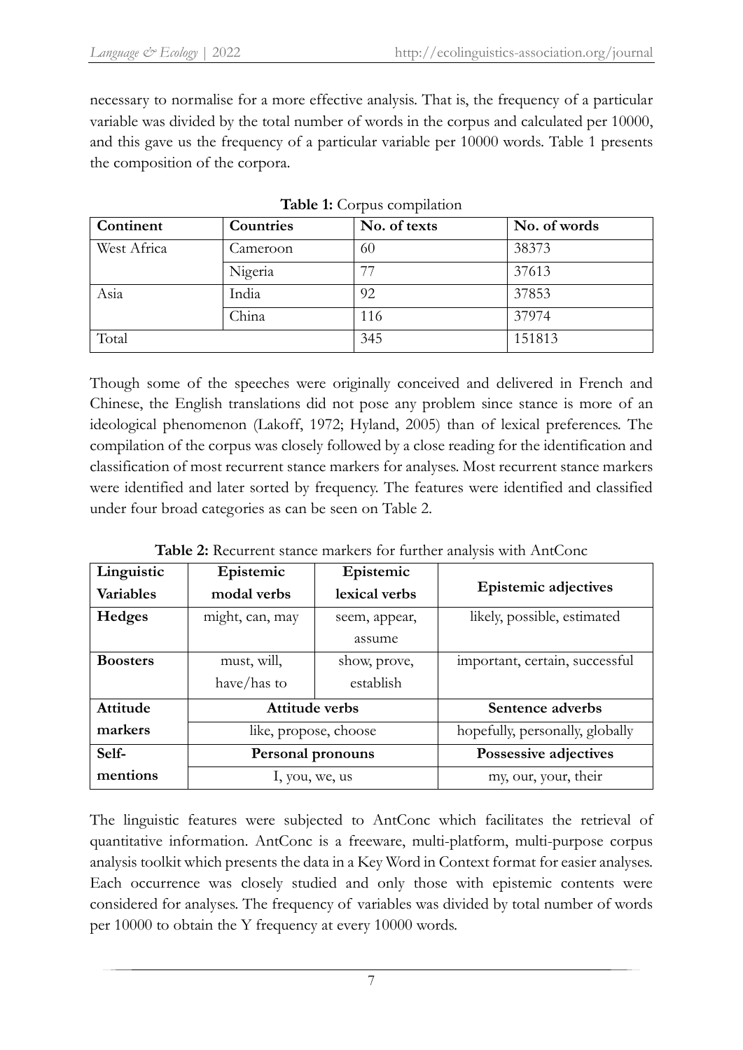necessary to normalise for a more effective analysis. That is, the frequency of a particular variable was divided by the total number of words in the corpus and calculated per 10000, and this gave us the frequency of a particular variable per 10000 words. Table 1 presents the composition of the corpora.

**Table 1:** Corpus compilation

| Continent | Countries | No. of texts | No. of words |
|---|---|---|---|
| West Africa | Cameroon | 60 | 38373 |
| | Nigeria | 77 | 37613 |
| Asia | India | 92 | 37853 |
| | China | 116 | 37974 |
| Total | | 345 | 151813 |

Though some of the speeches were originally conceived and delivered in French and Chinese, the English translations did not pose any problem since stance is more of an ideological phenomenon (Lakoff, 1972; Hyland, 2005) than of lexical preferences. The compilation of the corpus was closely followed by a close reading for the identification and classification of most recurrent stance markers for analyses. Most recurrent stance markers were identified and later sorted by frequency. The features were identified and classified under four broad categories as can be seen on Table 2.

**Table 2:** Recurrent stance markers for further analysis with AntConc

| Linguistic Variables | Epistemic modal verbs | Epistemic lexical verbs | Epistemic adjectives |
|---|---|---|---|
| **Hedges** | might, can, may | seem, appear, assume | likely, possible, estimated |
| **Boosters** | must, will, have/has to | show, prove, establish | important, certain, successful |
| **Attitude markers** | **Attitude verbs** | | **Sentence adverbs** |
| | like, propose, choose | | hopefully, personally, globally |
| **Self-mentions** | **Personal pronouns** | | **Possessive adjectives** |
| | I, you, we, us | | my, our, your, their |

The linguistic features were subjected to AntConc which facilitates the retrieval of quantitative information. AntConc is a freeware, multi-platform, multi-purpose corpus analysis toolkit which presents the data in a Key Word in Context format for easier analyses. Each occurrence was closely studied and only those with epistemic contents were considered for analyses. The frequency of variables was divided by total number of words per 10000 to obtain the Y frequency at every 10000 words.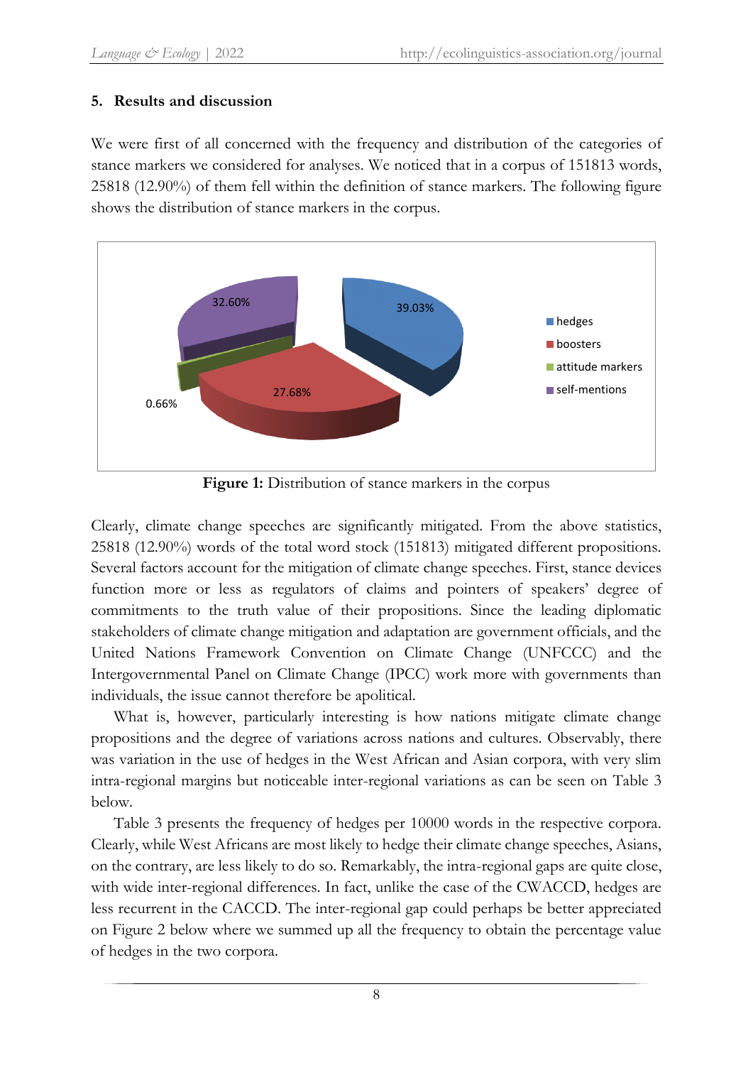## 5. Results and discussion

We were first of all concerned with the frequency and distribution of the categories of stance markers we considered for analyses. We noticed that in a corpus of 151813 words, 25818 (12.90%) of them fell within the definition of stance markers. The following figure shows the distribution of stance markers in the corpus.

**Figure 1:** Distribution of stance markers in the corpus

Clearly, climate change speeches are significantly mitigated. From the above statistics, 25818 (12.90%) words of the total word stock (151813) mitigated different propositions. Several factors account for the mitigation of climate change speeches. First, stance devices function more or less as regulators of claims and pointers of speakers' degree of commitments to the truth value of their propositions. Since the leading diplomatic stakeholders of climate change mitigation and adaptation are government officials, and the United Nations Framework Convention on Climate Change (UNFCCC) and the Intergovernmental Panel on Climate Change (IPCC) work more with governments than individuals, the issue cannot therefore be apolitical.

What is, however, particularly interesting is how nations mitigate climate change propositions and the degree of variations across nations and cultures. Observably, there was variation in the use of hedges in the West African and Asian corpora, with very slim intra-regional margins but noticeable inter-regional variations as can be seen on Table 3 below.

Table 3 presents the frequency of hedges per 10000 words in the respective corpora. Clearly, while West Africans are most likely to hedge their climate change speeches, Asians, on the contrary, are less likely to do so. Remarkably, the intra-regional gaps are quite close, with wide inter-regional differences. In fact, unlike the case of the CWACCD, hedges are less recurrent in the CACCD. The inter-regional gap could perhaps be better appreciated on Figure 2 below where we summed up all the frequency to obtain the percentage value of hedges in the two corpora.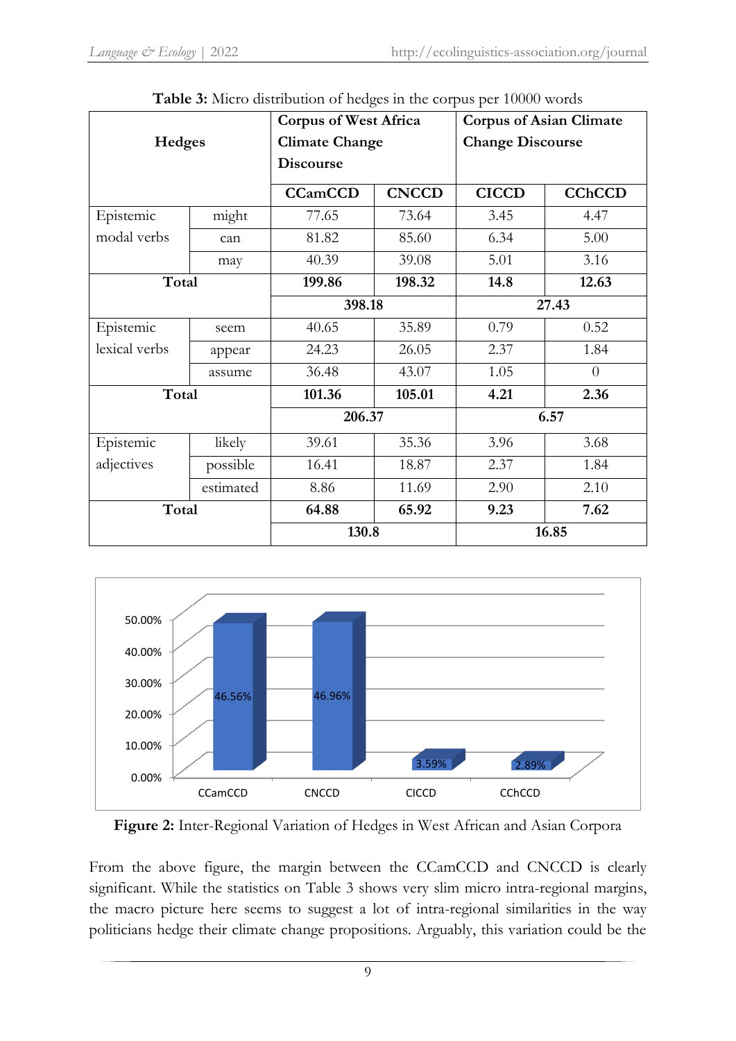**Table 3:** Micro distribution of hedges in the corpus per 10000 words

| Hedges | | Corpus of West Africa Climate Change Discourse | | Corpus of Asian Climate Change Discourse | |
|---|---|---|---|---|---|
| | | **CCamCCD** | **CNCCD** | **CICCD** | **CChCCD** |
| Epistemic modal verbs | might | 77.65 | 73.64 | 3.45 | 4.47 |
| | can | 81.82 | 85.60 | 6.34 | 5.00 |
| | may | 40.39 | 39.08 | 5.01 | 3.16 |
| **Total** | | **199.86** | **198.32** | **14.8** | **12.63** |
| | | **398.18** | | **27.43** | |
| Epistemic lexical verbs | seem | 40.65 | 35.89 | 0.79 | 0.52 |
| | appear | 24.23 | 26.05 | 2.37 | 1.84 |
| | assume | 36.48 | 43.07 | 1.05 | 0 |
| **Total** | | **101.36** | **105.01** | **4.21** | **2.36** |
| | | **206.37** | | **6.57** | |
| Epistemic adjectives | likely | 39.61 | 35.36 | 3.96 | 3.68 |
| | possible | 16.41 | 18.87 | 2.37 | 1.84 |
| | estimated | 8.86 | 11.69 | 2.90 | 2.10 |
| **Total** | | **64.88** | **65.92** | **9.23** | **7.62** |
| | | **130.8** | | **16.85** | |

**Figure 2:** Inter-Regional Variation of Hedges in West African and Asian Corpora

From the above figure, the margin between the CCamCCD and CNCCD is clearly significant. While the statistics on Table 3 shows very slim micro intra-regional margins, the macro picture here seems to suggest a lot of intra-regional similarities in the way politicians hedge their climate change propositions. Arguably, this variation could be the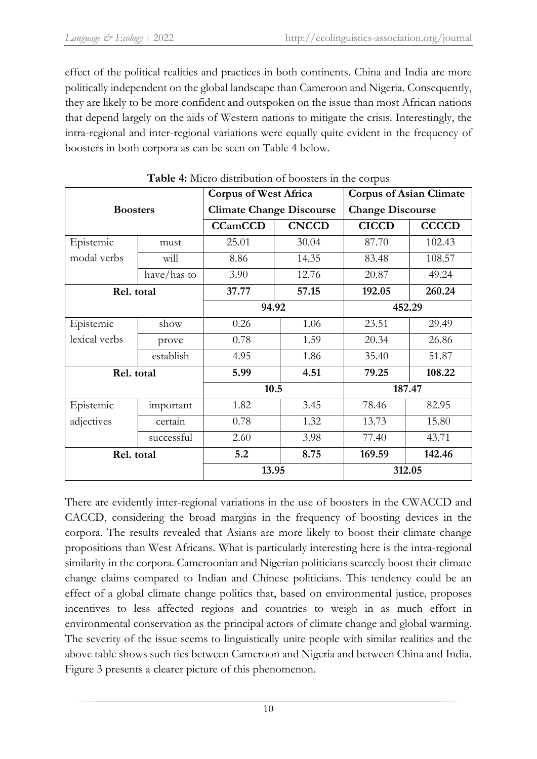effect of the political realities and practices in both continents. China and India are more politically independent on the global landscape than Cameroon and Nigeria. Consequently, they are likely to be more confident and outspoken on the issue than most African nations that depend largely on the aids of Western nations to mitigate the crisis. Interestingly, the intra-regional and inter-regional variations were equally quite evident in the frequency of boosters in both corpora as can be seen on Table 4 below.

**Table 4:** Micro distribution of boosters in the corpus

| Boosters | | Corpus of West Africa Climate Change Discourse | | Corpus of Asian Climate Change Discourse | |
|---|---|---|---|---|---|
| | | **CCamCCD** | **CNCCD** | **CICCD** | **CCCCD** |
| Epistemic modal verbs | must | 25.01 | 30.04 | 87.70 | 102.43 |
| | will | 8.86 | 14.35 | 83.48 | 108.57 |
| | have/has to | 3.90 | 12.76 | 20.87 | 49.24 |
| **Rel. total** | | **37.77** | **57.15** | **192.05** | **260.24** |
| | | **94.92** | | **452.29** | |
| Epistemic lexical verbs | show | 0.26 | 1.06 | 23.51 | 29.49 |
| | prove | 0.78 | 1.59 | 20.34 | 26.86 |
| | establish | 4.95 | 1.86 | 35.40 | 51.87 |
| **Rel. total** | | **5.99** | **4.51** | **79.25** | **108.22** |
| | | **10.5** | | **187.47** | |
| Epistemic adjectives | important | 1.82 | 3.45 | 78.46 | 82.95 |
| | certain | 0.78 | 1.32 | 13.73 | 15.80 |
| | successful | 2.60 | 3.98 | 77.40 | 43.71 |
| **Rel. total** | | **5.2** | **8.75** | **169.59** | **142.46** |
| | | **13.95** | | **312.05** | |

There are evidently inter-regional variations in the use of boosters in the CWACCD and CACCD, considering the broad margins in the frequency of boosting devices in the corpora. The results revealed that Asians are more likely to boost their climate change propositions than West Africans. What is particularly interesting here is the intra-regional similarity in the corpora. Cameroonian and Nigerian politicians scarcely boost their climate change claims compared to Indian and Chinese politicians. This tendency could be an effect of a global climate change politics that, based on environmental justice, proposes incentives to less affected regions and countries to weigh in as much effort in environmental conservation as the principal actors of climate change and global warming. The severity of the issue seems to linguistically unite people with similar realities and the above table shows such ties between Cameroon and Nigeria and between China and India. Figure 3 presents a clearer picture of this phenomenon.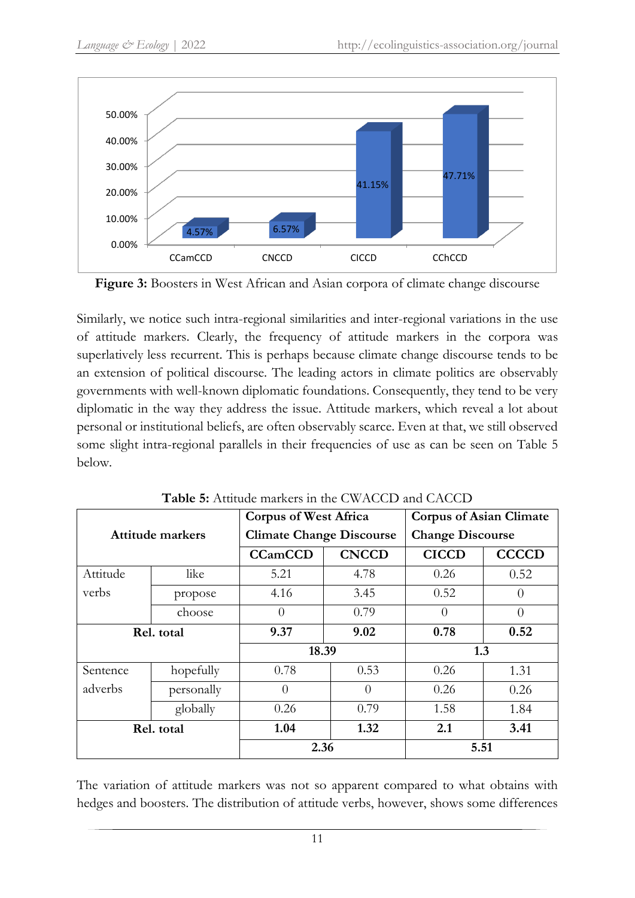**Figure 3:** Boosters in West African and Asian corpora of climate change discourse

Similarly, we notice such intra-regional similarities and inter-regional variations in the use of attitude markers. Clearly, the frequency of attitude markers in the corpora was superlatively less recurrent. This is perhaps because climate change discourse tends to be an extension of political discourse. The leading actors in climate politics are observably governments with well-known diplomatic foundations. Consequently, they tend to be very diplomatic in the way they address the issue. Attitude markers, which reveal a lot about personal or institutional beliefs, are often observably scarce. Even at that, we still observed some slight intra-regional parallels in their frequencies of use as can be seen on Table 5 below.

**Table 5:** Attitude markers in the CWACCD and CACCD

| Attitude markers | | Corpus of West Africa Climate Change Discourse | | Corpus of Asian Climate Change Discourse | |
|---|---|---|---|---|---|
| | | **CCamCCD** | **CNCCD** | **CICCD** | **CCCCD** |
| Attitude verbs | like | 5.21 | 4.78 | 0.26 | 0.52 |
| | propose | 4.16 | 3.45 | 0.52 | 0 |
| | choose | 0 | 0.79 | 0 | 0 |
| **Rel. total** | | **9.37** | **9.02** | **0.78** | **0.52** |
| | | **18.39** | | **1.3** | |
| Sentence adverbs | hopefully | 0.78 | 0.53 | 0.26 | 1.31 |
| | personally | 0 | 0 | 0.26 | 0.26 |
| | globally | 0.26 | 0.79 | 1.58 | 1.84 |
| **Rel. total** | | **1.04** | **1.32** | **2.1** | **3.41** |
| | | **2.36** | | **5.51** | |

The variation of attitude markers was not so apparent compared to what obtains with hedges and boosters. The distribution of attitude verbs, however, shows some differences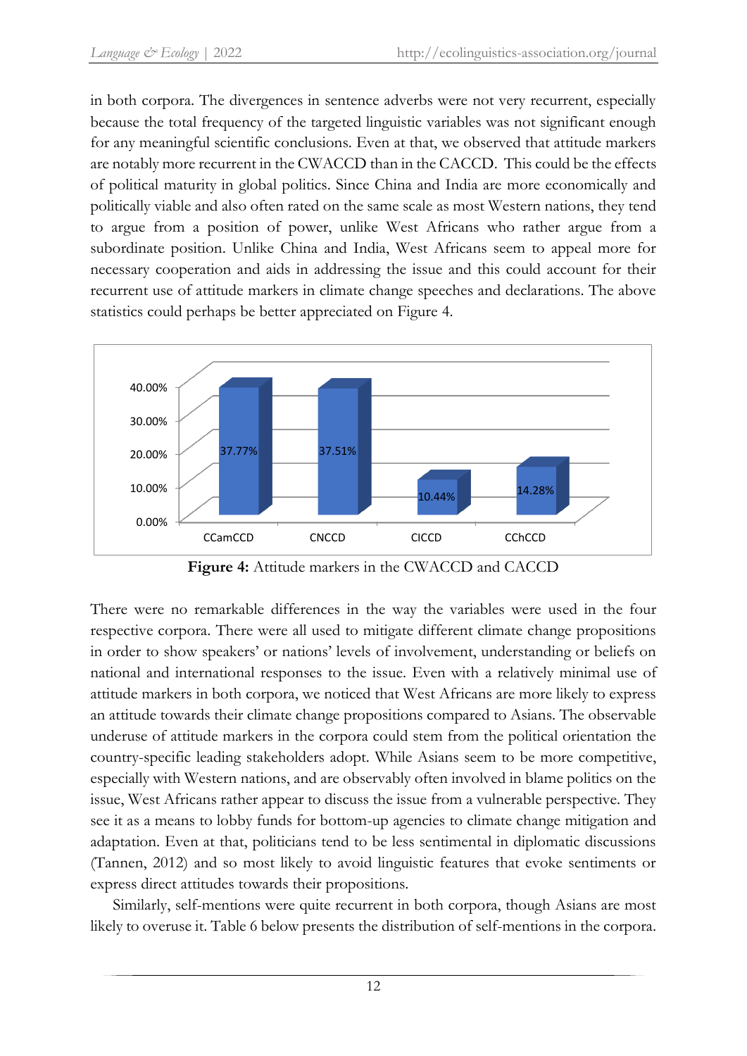in both corpora. The divergences in sentence adverbs were not very recurrent, especially because the total frequency of the targeted linguistic variables was not significant enough for any meaningful scientific conclusions. Even at that, we observed that attitude markers are notably more recurrent in the CWACCD than in the CACCD. This could be the effects of political maturity in global politics. Since China and India are more economically and politically viable and also often rated on the same scale as most Western nations, they tend to argue from a position of power, unlike West Africans who rather argue from a subordinate position. Unlike China and India, West Africans seem to appeal more for necessary cooperation and aids in addressing the issue and this could account for their recurrent use of attitude markers in climate change speeches and declarations. The above statistics could perhaps be better appreciated on Figure 4.

| | CCamCCD | CNCCD | CICCD | CChCCD |
|---|---|---|---|---|
| Attitude markers | 37.77% | 37.51% | 10.44% | 14.28% |

**Figure 4:** Attitude markers in the CWACCD and CACCD

There were no remarkable differences in the way the variables were used in the four respective corpora. There were all used to mitigate different climate change propositions in order to show speakers' or nations' levels of involvement, understanding or beliefs on national and international responses to the issue. Even with a relatively minimal use of attitude markers in both corpora, we noticed that West Africans are more likely to express an attitude towards their climate change propositions compared to Asians. The observable underuse of attitude markers in the corpora could stem from the political orientation the country-specific leading stakeholders adopt. While Asians seem to be more competitive, especially with Western nations, and are observably often involved in blame politics on the issue, West Africans rather appear to discuss the issue from a vulnerable perspective. They see it as a means to lobby funds for bottom-up agencies to climate change mitigation and adaptation. Even at that, politicians tend to be less sentimental in diplomatic discussions (Tannen, 2012) and so most likely to avoid linguistic features that evoke sentiments or express direct attitudes towards their propositions.

Similarly, self-mentions were quite recurrent in both corpora, though Asians are most likely to overuse it. Table 6 below presents the distribution of self-mentions in the corpora.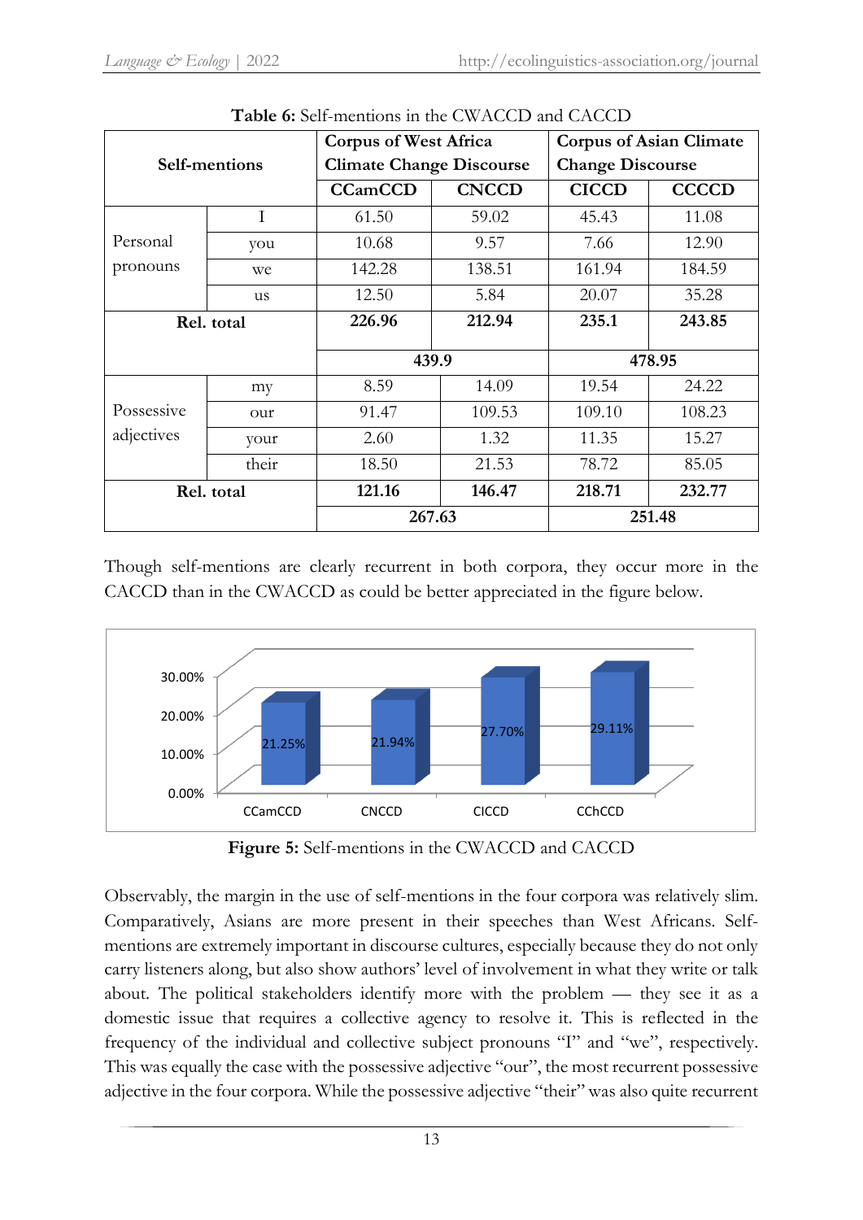**Table 6:** Self-mentions in the CWACCD and CACCD

| Self-mentions | | Corpus of West Africa Climate Change Discourse | | Corpus of Asian Climate Change Discourse | |
|---|---|---|---|---|---|
| | | CCamCCD | CNCCD | CICCD | CCCCD |
| Personal pronouns | I | 61.50 | 59.02 | 45.43 | 11.08 |
| | you | 10.68 | 9.57 | 7.66 | 12.90 |
| | we | 142.28 | 138.51 | 161.94 | 184.59 |
| | us | 12.50 | 5.84 | 20.07 | 35.28 |
| **Rel. total** | | **226.96** | **212.94** | **235.1** | **243.85** |
| | | **439.9** | | **478.95** | |
| Possessive adjectives | my | 8.59 | 14.09 | 19.54 | 24.22 |
| | our | 91.47 | 109.53 | 109.10 | 108.23 |
| | your | 2.60 | 1.32 | 11.35 | 15.27 |
| | their | 18.50 | 21.53 | 78.72 | 85.05 |
| **Rel. total** | | **121.16** | **146.47** | **218.71** | **232.77** |
| | | **267.63** | | **251.48** | |

Though self-mentions are clearly recurrent in both corpora, they occur more in the CACCD than in the CWACCD as could be better appreciated in the figure below.

**Figure 5:** Self-mentions in the CWACCD and CACCD

Observably, the margin in the use of self-mentions in the four corpora was relatively slim. Comparatively, Asians are more present in their speeches than West Africans. Self-mentions are extremely important in discourse cultures, especially because they do not only carry listeners along, but also show authors' level of involvement in what they write or talk about. The political stakeholders identify more with the problem — they see it as a domestic issue that requires a collective agency to resolve it. This is reflected in the frequency of the individual and collective subject pronouns "I" and "we", respectively. This was equally the case with the possessive adjective "our", the most recurrent possessive adjective in the four corpora. While the possessive adjective "their" was also quite recurrent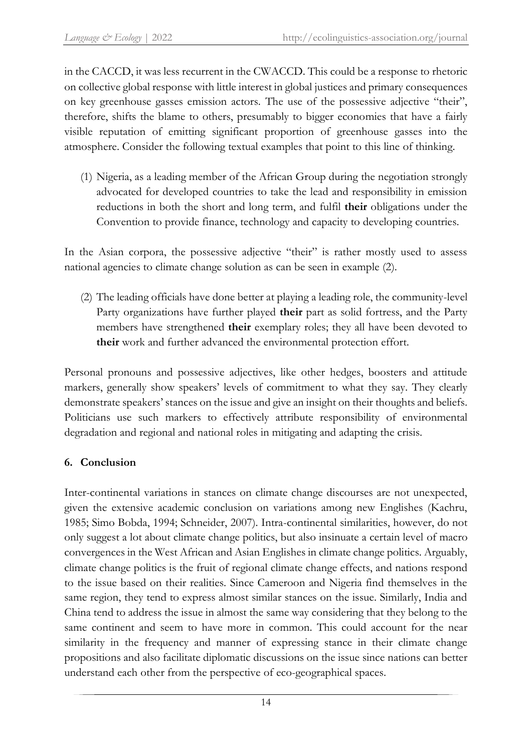in the CACCD, it was less recurrent in the CWACCD. This could be a response to rhetoric on collective global response with little interest in global justices and primary consequences on key greenhouse gasses emission actors. The use of the possessive adjective "their", therefore, shifts the blame to others, presumably to bigger economies that have a fairly visible reputation of emitting significant proportion of greenhouse gasses into the atmosphere. Consider the following textual examples that point to this line of thinking.

(1) Nigeria, as a leading member of the African Group during the negotiation strongly advocated for developed countries to take the lead and responsibility in emission reductions in both the short and long term, and fulfil **their** obligations under the Convention to provide finance, technology and capacity to developing countries.

In the Asian corpora, the possessive adjective "their" is rather mostly used to assess national agencies to climate change solution as can be seen in example (2).

(2) The leading officials have done better at playing a leading role, the community-level Party organizations have further played **their** part as solid fortress, and the Party members have strengthened **their** exemplary roles; they all have been devoted to **their** work and further advanced the environmental protection effort.

Personal pronouns and possessive adjectives, like other hedges, boosters and attitude markers, generally show speakers' levels of commitment to what they say. They clearly demonstrate speakers' stances on the issue and give an insight on their thoughts and beliefs. Politicians use such markers to effectively attribute responsibility of environmental degradation and regional and national roles in mitigating and adapting the crisis.

## 6. Conclusion

Inter-continental variations in stances on climate change discourses are not unexpected, given the extensive academic conclusion on variations among new Englishes (Kachru, 1985; Simo Bobda, 1994; Schneider, 2007). Intra-continental similarities, however, do not only suggest a lot about climate change politics, but also insinuate a certain level of macro convergences in the West African and Asian Englishes in climate change politics. Arguably, climate change politics is the fruit of regional climate change effects, and nations respond to the issue based on their realities. Since Cameroon and Nigeria find themselves in the same region, they tend to express almost similar stances on the issue. Similarly, India and China tend to address the issue in almost the same way considering that they belong to the same continent and seem to have more in common. This could account for the near similarity in the frequency and manner of expressing stance in their climate change propositions and also facilitate diplomatic discussions on the issue since nations can better understand each other from the perspective of eco-geographical spaces.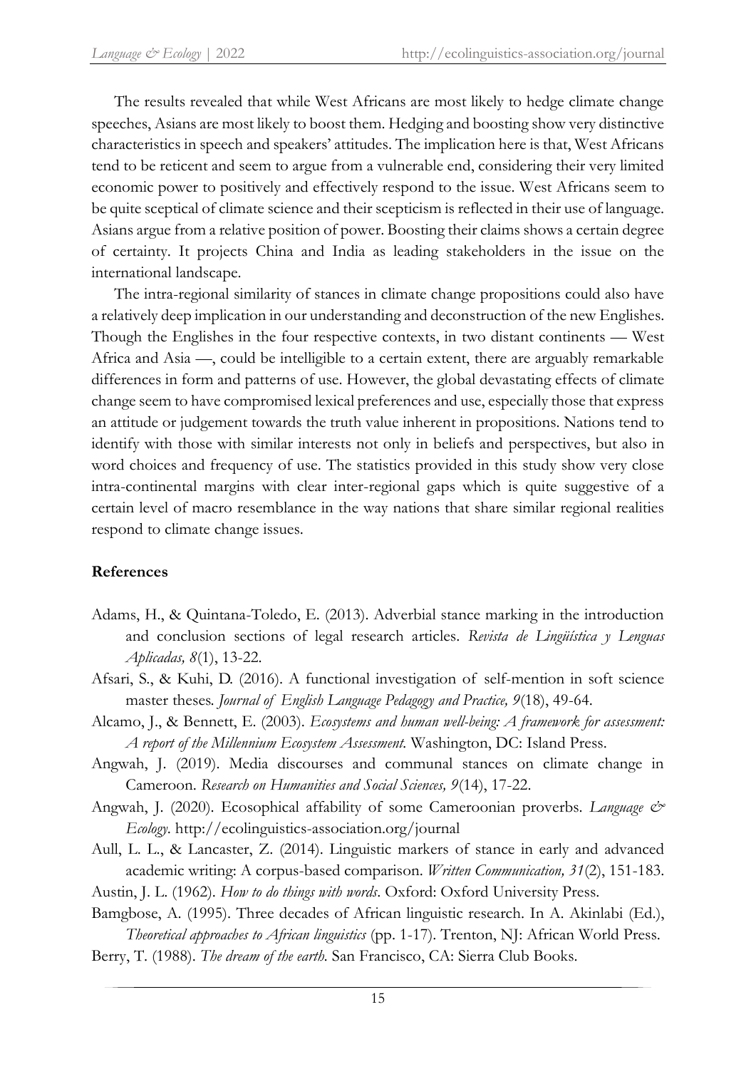The results revealed that while West Africans are most likely to hedge climate change speeches, Asians are most likely to boost them. Hedging and boosting show very distinctive characteristics in speech and speakers' attitudes. The implication here is that, West Africans tend to be reticent and seem to argue from a vulnerable end, considering their very limited economic power to positively and effectively respond to the issue. West Africans seem to be quite sceptical of climate science and their scepticism is reflected in their use of language. Asians argue from a relative position of power. Boosting their claims shows a certain degree of certainty. It projects China and India as leading stakeholders in the issue on the international landscape.

The intra-regional similarity of stances in climate change propositions could also have a relatively deep implication in our understanding and deconstruction of the new Englishes. Though the Englishes in the four respective contexts, in two distant continents — West Africa and Asia —, could be intelligible to a certain extent, there are arguably remarkable differences in form and patterns of use. However, the global devastating effects of climate change seem to have compromised lexical preferences and use, especially those that express an attitude or judgement towards the truth value inherent in propositions. Nations tend to identify with those with similar interests not only in beliefs and perspectives, but also in word choices and frequency of use. The statistics provided in this study show very close intra-continental margins with clear inter-regional gaps which is quite suggestive of a certain level of macro resemblance in the way nations that share similar regional realities respond to climate change issues.

## References

Adams, H., & Quintana-Toledo, E. (2013). Adverbial stance marking in the introduction and conclusion sections of legal research articles. *Revista de Lingüística y Lenguas Aplicadas, 8*(1), 13-22.

Afsari, S., & Kuhi, D. (2016). A functional investigation of self-mention in soft science master theses. *Journal of English Language Pedagogy and Practice, 9*(18), 49-64.

Alcamo, J., & Bennett, E. (2003). *Ecosystems and human well-being: A framework for assessment: A report of the Millennium Ecosystem Assessment.* Washington, DC: Island Press.

Angwah, J. (2019). Media discourses and communal stances on climate change in Cameroon. *Research on Humanities and Social Sciences, 9*(14), 17-22.

Angwah, J. (2020). Ecosophical affability of some Cameroonian proverbs. *Language & Ecology*. http://ecolinguistics-association.org/journal

Aull, L. L., & Lancaster, Z. (2014). Linguistic markers of stance in early and advanced academic writing: A corpus-based comparison. *Written Communication, 31*(2), 151-183.

Austin, J. L. (1962). *How to do things with words*. Oxford: Oxford University Press.

Bamgbose, A. (1995). Three decades of African linguistic research. In A. Akinlabi (Ed.), *Theoretical approaches to African linguistics* (pp. 1-17). Trenton, NJ: African World Press.

Berry, T. (1988). *The dream of the earth.* San Francisco, CA: Sierra Club Books.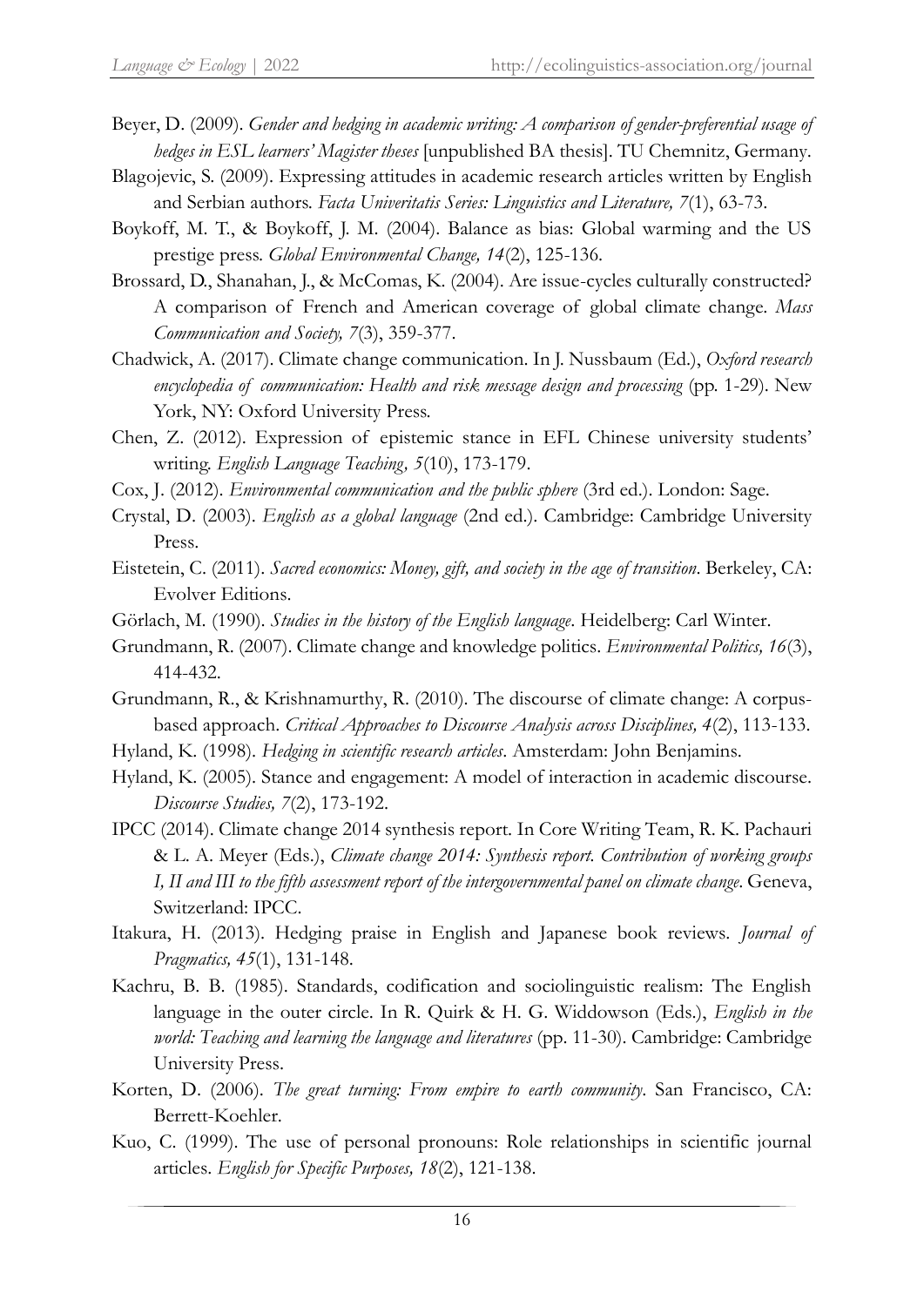Beyer, D. (2009). *Gender and hedging in academic writing: A comparison of gender-preferential usage of hedges in ESL learners' Magister theses* [unpublished BA thesis]. TU Chemnitz, Germany.

Blagojevic, S. (2009). Expressing attitudes in academic research articles written by English and Serbian authors. *Facta Univeritatis Series: Linguistics and Literature, 7*(1), 63-73.

Boykoff, M. T., & Boykoff, J. M. (2004). Balance as bias: Global warming and the US prestige press. *Global Environmental Change, 14*(2), 125-136.

Brossard, D., Shanahan, J., & McComas, K. (2004). Are issue-cycles culturally constructed? A comparison of French and American coverage of global climate change. *Mass Communication and Society, 7*(3), 359-377.

Chadwick, A. (2017). Climate change communication. In J. Nussbaum (Ed.), *Oxford research encyclopedia of communication: Health and risk message design and processing* (pp. 1-29). New York, NY: Oxford University Press.

Chen, Z. (2012). Expression of epistemic stance in EFL Chinese university students' writing. *English Language Teaching, 5*(10), 173-179.

Cox, J. (2012). *Environmental communication and the public sphere* (3rd ed.). London: Sage.

Crystal, D. (2003). *English as a global language* (2nd ed.). Cambridge: Cambridge University Press.

Eistetein, C. (2011). *Sacred economics: Money, gift, and society in the age of transition*. Berkeley, CA: Evolver Editions.

Görlach, M. (1990). *Studies in the history of the English language*. Heidelberg: Carl Winter.

Grundmann, R. (2007). Climate change and knowledge politics. *Environmental Politics, 16*(3), 414-432.

Grundmann, R., & Krishnamurthy, R. (2010). The discourse of climate change: A corpus-based approach. *Critical Approaches to Discourse Analysis across Disciplines, 4*(2), 113-133.

Hyland, K. (1998). *Hedging in scientific research articles*. Amsterdam: John Benjamins.

Hyland, K. (2005). Stance and engagement: A model of interaction in academic discourse. *Discourse Studies, 7*(2), 173-192.

IPCC (2014). Climate change 2014 synthesis report. In Core Writing Team, R. K. Pachauri & L. A. Meyer (Eds.), *Climate change 2014: Synthesis report. Contribution of working groups I, II and III to the fifth assessment report of the intergovernmental panel on climate change*. Geneva, Switzerland: IPCC.

Itakura, H. (2013). Hedging praise in English and Japanese book reviews. *Journal of Pragmatics, 45*(1), 131-148.

Kachru, B. B. (1985). Standards, codification and sociolinguistic realism: The English language in the outer circle. In R. Quirk & H. G. Widdowson (Eds.), *English in the world: Teaching and learning the language and literatures* (pp. 11-30). Cambridge: Cambridge University Press.

Korten, D. (2006). *The great turning: From empire to earth community*. San Francisco, CA: Berrett-Koehler.

Kuo, C. (1999). The use of personal pronouns: Role relationships in scientific journal articles. *English for Specific Purposes, 18*(2), 121-138.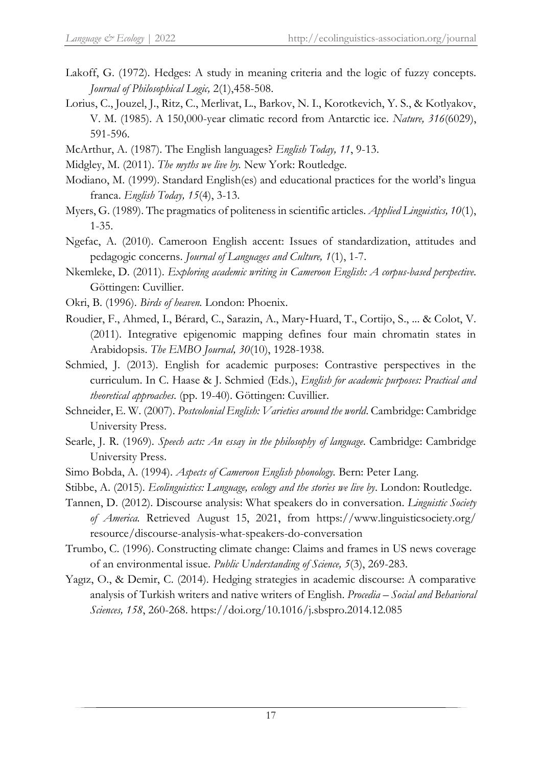Lakoff, G. (1972). Hedges: A study in meaning criteria and the logic of fuzzy concepts. *Journal of Philosophical Logic, 2*(1),458-508.

Lorius, C., Jouzel, J., Ritz, C., Merlivat, L., Barkov, N. I., Korotkevich, Y. S., & Kotlyakov, V. M. (1985). A 150,000-year climatic record from Antarctic ice. *Nature, 316*(6029), 591-596.

McArthur, A. (1987). The English languages? *English Today, 11*, 9-13.

Midgley, M. (2011). *The myths we live by.* New York: Routledge.

Modiano, M. (1999). Standard English(es) and educational practices for the world's lingua franca. *English Today, 15*(4), 3-13.

Myers, G. (1989). The pragmatics of politeness in scientific articles. *Applied Linguistics, 10*(1), 1-35.

Ngefac, A. (2010). Cameroon English accent: Issues of standardization, attitudes and pedagogic concerns. *Journal of Languages and Culture, 1*(1), 1-7.

Nkemleke, D. (2011). *Exploring academic writing in Cameroon English: A corpus-based perspective.* Göttingen: Cuvillier.

Okri, B. (1996). *Birds of heaven.* London: Phoenix.

Roudier, F., Ahmed, I., Bérard, C., Sarazin, A., Mary‐Huard, T., Cortijo, S., ... & Colot, V. (2011). Integrative epigenomic mapping defines four main chromatin states in Arabidopsis. *The EMBO Journal, 30*(10), 1928-1938.

Schmied, J. (2013). English for academic purposes: Contrastive perspectives in the curriculum. In C. Haase & J. Schmied (Eds.), *English for academic purposes: Practical and theoretical approaches.* (pp. 19-40). Göttingen: Cuvillier.

Schneider, E. W. (2007). *Postcolonial English: Varieties around the world*. Cambridge: Cambridge University Press.

Searle, J. R. (1969). *Speech acts: An essay in the philosophy of language*. Cambridge: Cambridge University Press.

Simo Bobda, A. (1994). *Aspects of Cameroon English phonology.* Bern: Peter Lang.

Stibbe, A. (2015). *Ecolinguistics: Language, ecology and the stories we live by*. London: Routledge.

Tannen, D. (2012). Discourse analysis: What speakers do in conversation. *Linguistic Society of America.* Retrieved August 15, 2021, from https://www.linguisticsociety.org/resource/discourse-analysis-what-speakers-do-conversation

Trumbo, C. (1996). Constructing climate change: Claims and frames in US news coverage of an environmental issue. *Public Understanding of Science, 5*(3), 269-283.

Yagız, O., & Demir, C. (2014). Hedging strategies in academic discourse: A comparative analysis of Turkish writers and native writers of English. *Procedia – Social and Behavioral Sciences, 158*, 260-268. https://doi.org/10.1016/j.sbspro.2014.12.085